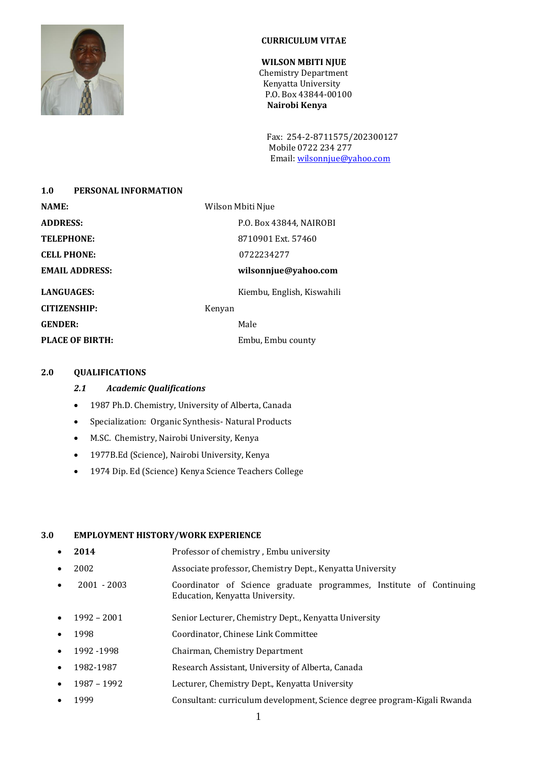# CURRICULUM VITAE

**WILSON MBITI NJUE**
Chemistry Department
Kenyatta University
P.O. Box 43844-00100
**Nairobi Kenya**

Fax: 254-2-8711575/202300127
Mobile 0722 234 277
Email: wilsonnjue@yahoo.com

## 1.0 PERSONAL INFORMATION

| | |
|---|---|
| **NAME:** | Wilson Mbiti Njue |
| **ADDRESS:** | P.O. Box 43844, NAIROBI |
| **TELEPHONE:** | 8710901 Ext. 57460 |
| **CELL PHONE:** | 0722234277 |
| **EMAIL ADDRESS:** | **wilsonnjue@yahoo.com** |
| **LANGUAGES:** | Kiembu, English, Kiswahili |
| **CITIZENSHIP:** | Kenyan |
| **GENDER:** | Male |
| **PLACE OF BIRTH:** | Embu, Embu county |

## 2.0 QUALIFICATIONS

### *2.1 Academic Qualifications*

- 1987 Ph.D. Chemistry, University of Alberta, Canada
- Specialization: Organic Synthesis- Natural Products
- M.SC. Chemistry, Nairobi University, Kenya
- 1977B.Ed (Science), Nairobi University, Kenya
- 1974 Dip. Ed (Science) Kenya Science Teachers College

## 3.0 EMPLOYMENT HISTORY/WORK EXPERIENCE

- **2014** — Professor of chemistry , Embu university
- 2002 — Associate professor, Chemistry Dept., Kenyatta University
- 2001 - 2003 — Coordinator of Science graduate programmes, Institute of Continuing Education, Kenyatta University.
- 1992 – 2001 — Senior Lecturer, Chemistry Dept., Kenyatta University
- 1998 — Coordinator, Chinese Link Committee
- 1992 -1998 — Chairman, Chemistry Department
- 1982-1987 — Research Assistant, University of Alberta, Canada
- 1987 – 1992 — Lecturer, Chemistry Dept., Kenyatta University
- 1999 — Consultant: curriculum development, Science degree program-Kigali Rwanda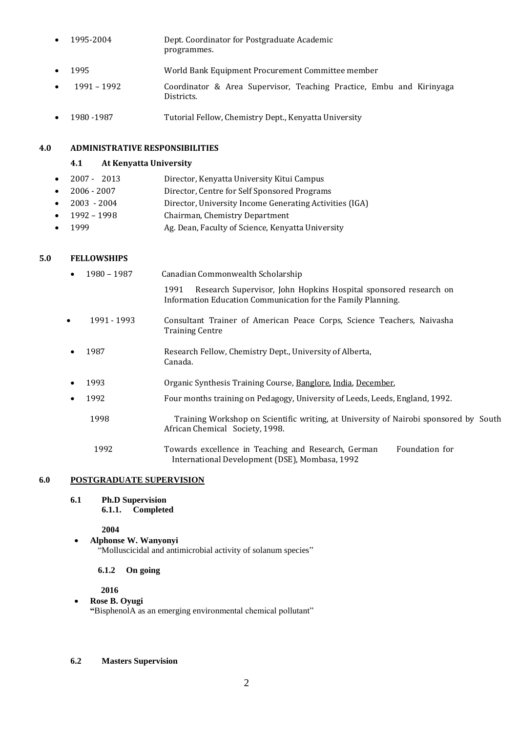- 1995-2004 Dept. Coordinator for Postgraduate Academic programmes.
- 1995 World Bank Equipment Procurement Committee member
- 1991 – 1992 Coordinator & Area Supervisor, Teaching Practice, Embu and Kirinyaga Districts.
- 1980 -1987 Tutorial Fellow, Chemistry Dept., Kenyatta University

## 4.0 ADMINISTRATIVE RESPONSIBILITIES

### 4.1 At Kenyatta University

- 2007 - 2013 Director, Kenyatta University Kitui Campus
- 2006 - 2007 Director, Centre for Self Sponsored Programs
- 2003 - 2004 Director, University Income Generating Activities (IGA)
- 1992 – 1998 Chairman, Chemistry Department
- 1999 Ag. Dean, Faculty of Science, Kenyatta University

## 5.0 FELLOWSHIPS

- 1980 – 1987 Canadian Commonwealth Scholarship

  1991 Research Supervisor, John Hopkins Hospital sponsored research on Information Education Communication for the Family Planning.

- 1991 - 1993 Consultant Trainer of American Peace Corps, Science Teachers, Naivasha Training Centre
- 1987 Research Fellow, Chemistry Dept., University of Alberta, Canada.
- 1993 Organic Synthesis Training Course, Banglore, India, December,
- 1992 Four months training on Pedagogy, University of Leeds, Leeds, England, 1992.

  1998 Training Workshop on Scientific writing, at University of Nairobi sponsored by South African Chemical Society, 1998.

  1992 Towards excellence in Teaching and Research, German Foundation for International Development (DSE), Mombasa, 1992

## 6.0 POSTGRADUATE SUPERVISION

### 6.1 Ph.D Supervision

#### 6.1.1. Completed

**2004**

- **Alphonse W. Wanyonyi**
  "Molluscicidal and antimicrobial activity of solanum species"

#### 6.1.2 On going

**2016**

- **Rose B. Oyugi**
  **"**BisphenolA as an emerging environmental chemical pollutant"

### 6.2 Masters Supervision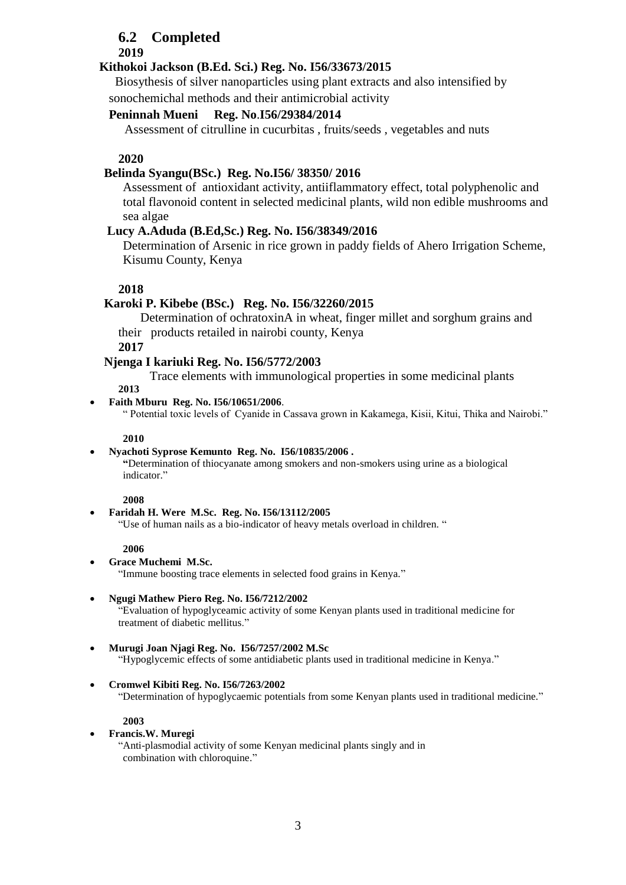## 6.2 Completed

**2019**

**Kithokoi Jackson (B.Ed. Sci.) Reg. No. I56/33673/2015**

Biosythesis of silver nanoparticles using plant extracts and also intensified by sonochemichal methods and their antimicrobial activity

**Peninnah Mueni Reg. No.I56/29384/2014**

Assessment of citrulline in cucurbitas , fruits/seeds , vegetables and nuts

**2020**

**Belinda Syangu(BSc.) Reg. No.I56/ 38350/ 2016**

Assessment of antioxidant activity, antiiflammatory effect, total polyphenolic and total flavonoid content in selected medicinal plants, wild non edible mushrooms and sea algae

**Lucy A.Aduda (B.Ed,Sc.) Reg. No. I56/38349/2016**

Determination of Arsenic in rice grown in paddy fields of Ahero Irrigation Scheme, Kisumu County, Kenya

**2018**

**Karoki P. Kibebe (BSc.) Reg. No. I56/32260/2015**

Determination of ochratoxinA in wheat, finger millet and sorghum grains and their products retailed in nairobi county, Kenya

**2017**

**Njenga I kariuki Reg. No. I56/5772/2003**

Trace elements with immunological properties in some medicinal plants

**2013**

- **Faith Mburu Reg. No. I56/10651/2006**.
  " Potential toxic levels of Cyanide in Cassava grown in Kakamega, Kisii, Kitui, Thika and Nairobi."

**2010**

- **Nyachoti Syprose Kemunto Reg. No. I56/10835/2006 .**
  **"**Determination of thiocyanate among smokers and non-smokers using urine as a biological indicator."

**2008**

- **Faridah H. Were M.Sc. Reg. No. I56/13112/2005**
  "Use of human nails as a bio-indicator of heavy metals overload in children. "

**2006**

- **Grace Muchemi M.Sc.**
  "Immune boosting trace elements in selected food grains in Kenya."
- **Ngugi Mathew Piero Reg. No. I56/7212/2002**
  "Evaluation of hypoglyceamic activity of some Kenyan plants used in traditional medicine for treatment of diabetic mellitus."
- **Murugi Joan Njagi Reg. No. I56/7257/2002 M.Sc**
  "Hypoglycemic effects of some antidiabetic plants used in traditional medicine in Kenya."
- **Cromwel Kibiti Reg. No. I56/7263/2002**
  "Determination of hypoglycaemic potentials from some Kenyan plants used in traditional medicine."

**2003**

- **Francis.W. Muregi**
  "Anti-plasmodial activity of some Kenyan medicinal plants singly and in combination with chloroquine."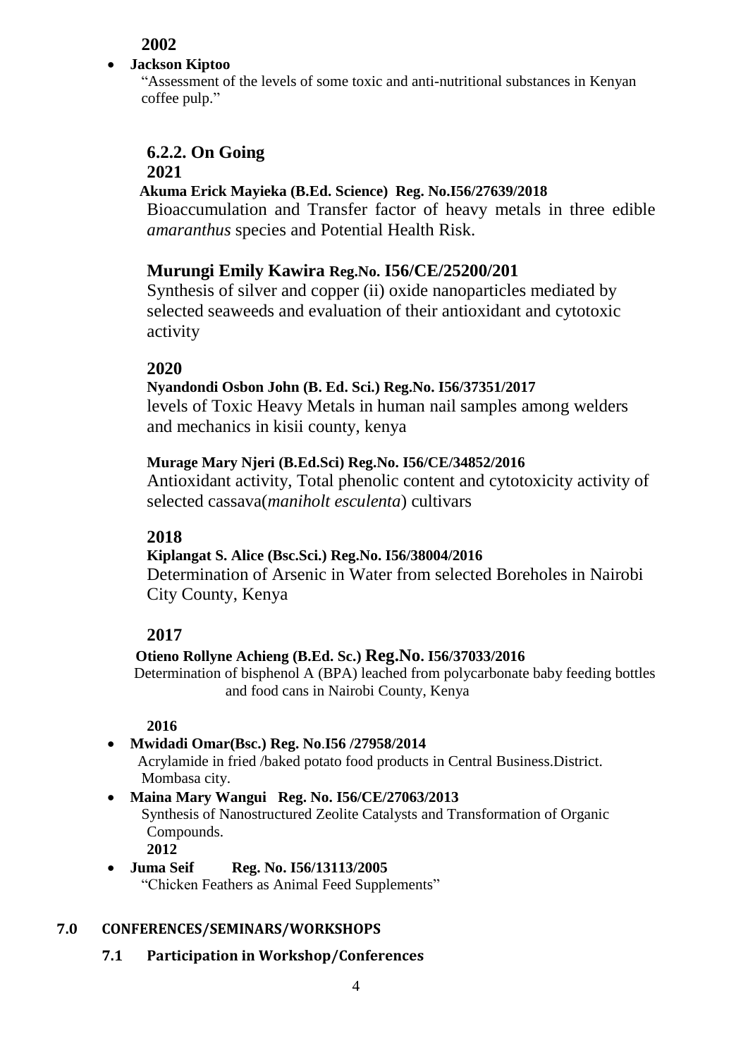**2002**

- **Jackson Kiptoo**
  "Assessment of the levels of some toxic and anti-nutritional substances in Kenyan coffee pulp."

### 6.2.2. On Going

**2021**

**Akuma Erick Mayieka (B.Ed. Science) Reg. No.I56/27639/2018**
Bioaccumulation and Transfer factor of heavy metals in three edible *amaranthus* species and Potential Health Risk.

**Murungi Emily Kawira Reg.No. I56/CE/25200/201**
Synthesis of silver and copper (ii) oxide nanoparticles mediated by selected seaweeds and evaluation of their antioxidant and cytotoxic activity

**2020**

**Nyandondi Osbon John (B. Ed. Sci.) Reg.No. I56/37351/2017**
levels of Toxic Heavy Metals in human nail samples among welders and mechanics in kisii county, kenya

**Murage Mary Njeri (B.Ed.Sci) Reg.No. I56/CE/34852/2016**
Antioxidant activity, Total phenolic content and cytotoxicity activity of selected cassava(*maniholt esculenta*) cultivars

**2018**

**Kiplangat S. Alice (Bsc.Sci.) Reg.No. I56/38004/2016**
Determination of Arsenic in Water from selected Boreholes in Nairobi City County, Kenya

**2017**

**Otieno Rollyne Achieng (B.Ed. Sc.) Reg.No. I56/37033/2016**
Determination of bisphenol A (BPA) leached from polycarbonate baby feeding bottles and food cans in Nairobi County, Kenya

**2016**

- **Mwidadi Omar(Bsc.) Reg. No.I56 /27958/2014**
  Acrylamide in fried /baked potato food products in Central Business.District. Mombasa city.
- **Maina Mary Wangui Reg. No. I56/CE/27063/2013**
  Synthesis of Nanostructured Zeolite Catalysts and Transformation of Organic Compounds.

**2012**

- **Juma Seif Reg. No. I56/13113/2005**
  "Chicken Feathers as Animal Feed Supplements"

## 7.0 CONFERENCES/SEMINARS/WORKSHOPS

### 7.1 Participation in Workshop/Conferences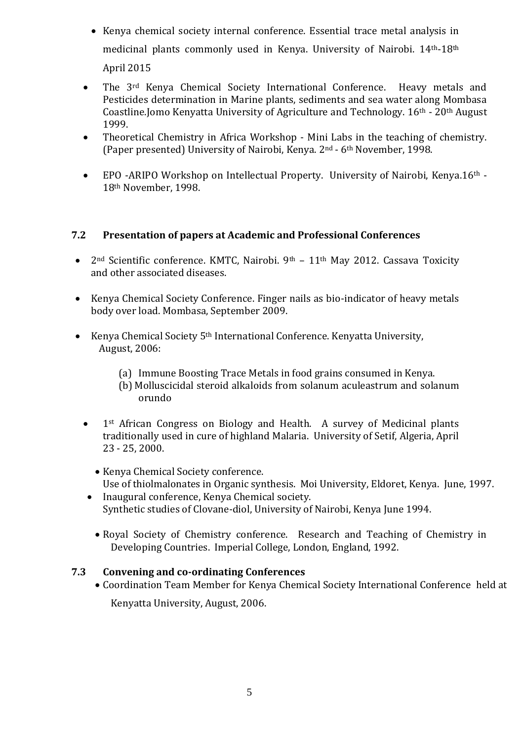- Kenya chemical society internal conference. Essential trace metal analysis in medicinal plants commonly used in Kenya. University of Nairobi. 14th-18th April 2015
- The 3rd Kenya Chemical Society International Conference. Heavy metals and Pesticides determination in Marine plants, sediments and sea water along Mombasa Coastline.Jomo Kenyatta University of Agriculture and Technology. 16th - 20th August 1999.
- Theoretical Chemistry in Africa Workshop - Mini Labs in the teaching of chemistry. (Paper presented) University of Nairobi, Kenya. 2nd - 6th November, 1998.
- EPO -ARIPO Workshop on Intellectual Property. University of Nairobi, Kenya.16th - 18th November, 1998.

### 7.2 Presentation of papers at Academic and Professional Conferences

- 2nd Scientific conference. KMTC, Nairobi. 9th – 11th May 2012. Cassava Toxicity and other associated diseases.
- Kenya Chemical Society Conference. Finger nails as bio-indicator of heavy metals body over load. Mombasa, September 2009.
- Kenya Chemical Society 5th International Conference. Kenyatta University, August, 2006:
  (a) Immune Boosting Trace Metals in food grains consumed in Kenya.
  (b) Molluscicidal steroid alkaloids from solanum aculeastrum and solanum orundo
- 1st African Congress on Biology and Health. A survey of Medicinal plants traditionally used in cure of highland Malaria. University of Setif, Algeria, April 23 - 25, 2000.
- Kenya Chemical Society conference.
  Use of thiolmalonates in Organic synthesis. Moi University, Eldoret, Kenya. June, 1997.
- Inaugural conference, Kenya Chemical society.
  Synthetic studies of Clovane-diol, University of Nairobi, Kenya June 1994.
- Royal Society of Chemistry conference. Research and Teaching of Chemistry in Developing Countries. Imperial College, London, England, 1992.

### 7.3 Convening and co-ordinating Conferences

- Coordination Team Member for Kenya Chemical Society International Conference held at Kenyatta University, August, 2006.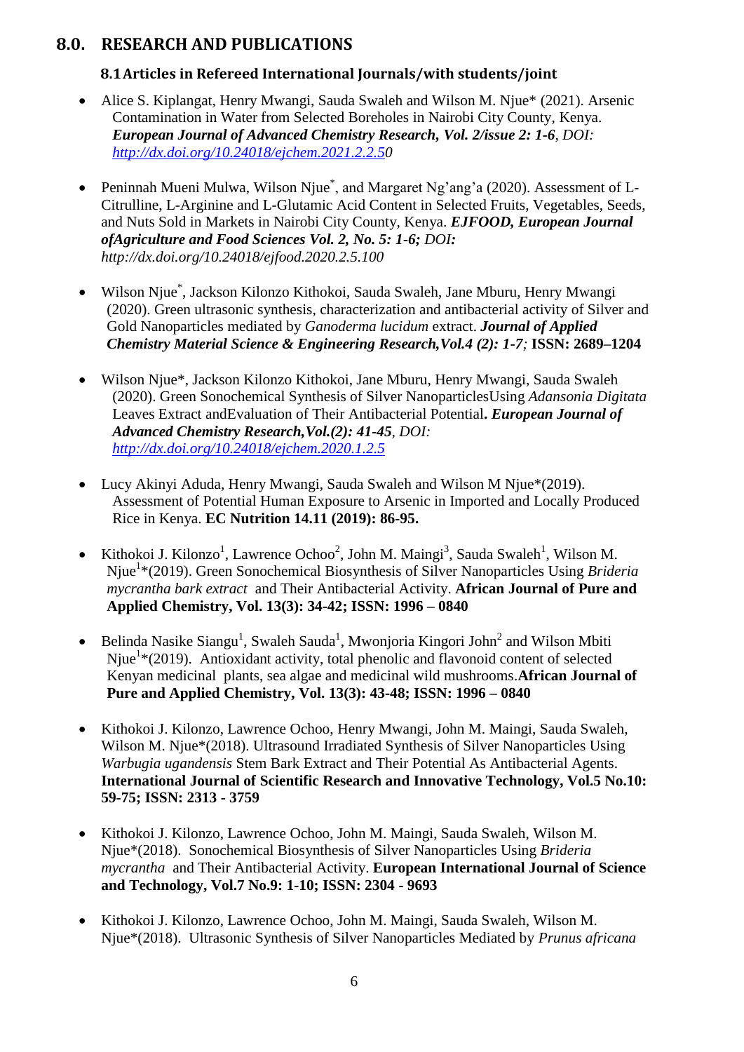## 8.0. RESEARCH AND PUBLICATIONS

### 8.1 Articles in Refereed International Journals/with students/joint

- Alice S. Kiplangat, Henry Mwangi, Sauda Swaleh and Wilson M. Njue* (2021). Arsenic Contamination in Water from Selected Boreholes in Nairobi City County, Kenya. ***European Journal of Advanced Chemistry Research, Vol. 2/issue 2: 1-6**, DOI: [http://dx.doi.org/10.24018/ejchem.2021.2.2.5](http://dx.doi.org/10.24018/ejchem.2021.2.2.5)0*

- Peninnah Mueni Mulwa, Wilson Njue*, and Margaret Ng'ang'a (2020). Assessment of L-Citrulline, L-Arginine and L-Glutamic Acid Content in Selected Fruits, Vegetables, Seeds, and Nuts Sold in Markets in Nairobi City County, Kenya. ***EJFOOD, European Journal ofAgriculture and Food Sciences Vol. 2, No. 5: 1-6; DOI:*** *http://dx.doi.org/10.24018/ejfood.2020.2.5.100*

- Wilson Njue*, Jackson Kilonzo Kithokoi, Sauda Swaleh, Jane Mburu, Henry Mwangi (2020). Green ultrasonic synthesis, characterization and antibacterial activity of Silver and Gold Nanoparticles mediated by *Ganoderma lucidum* extract. ***Journal of Applied Chemistry Material Science & Engineering Research,Vol.4 (2): 1-7;*** **ISSN: 2689–1204**

- Wilson Njue*, Jackson Kilonzo Kithokoi, Jane Mburu, Henry Mwangi, Sauda Swaleh (2020). Green Sonochemical Synthesis of Silver NanoparticlesUsing *Adansonia Digitata* Leaves Extract andEvaluation of Their Antibacterial Potential**.** ***European Journal of Advanced Chemistry Research,Vol.(2): 41-45**, DOI: [http://dx.doi.org/10.24018/ejchem.2020.1.2.5](http://dx.doi.org/10.24018/ejchem.2020.1.2.5)*

- Lucy Akinyi Aduda, Henry Mwangi, Sauda Swaleh and Wilson M Njue*(2019). Assessment of Potential Human Exposure to Arsenic in Imported and Locally Produced Rice in Kenya. **EC Nutrition 14.11 (2019): 86-95.**

- Kithokoi J. Kilonzo[1], Lawrence Ochoo[2], John M. Maingi[3], Sauda Swaleh[1], Wilson M. Njue[1]*(2019). Green Sonochemical Biosynthesis of Silver Nanoparticles Using *Brideria mycrantha bark extract* and Their Antibacterial Activity. **African Journal of Pure and Applied Chemistry, Vol. 13(3): 34-42; ISSN: 1996 – 0840**

- Belinda Nasike Siangu[1], Swaleh Sauda[1], Mwonjoria Kingori John[2] and Wilson Mbiti Njue[1]*(2019). Antioxidant activity, total phenolic and flavonoid content of selected Kenyan medicinal plants, sea algae and medicinal wild mushrooms.**African Journal of Pure and Applied Chemistry, Vol. 13(3): 43-48; ISSN: 1996 – 0840**

- Kithokoi J. Kilonzo, Lawrence Ochoo, Henry Mwangi, John M. Maingi, Sauda Swaleh, Wilson M. Njue*(2018). Ultrasound Irradiated Synthesis of Silver Nanoparticles Using *Warbugia ugandensis* Stem Bark Extract and Their Potential As Antibacterial Agents. **International Journal of Scientific Research and Innovative Technology, Vol.5 No.10: 59-75; ISSN: 2313 - 3759**

- Kithokoi J. Kilonzo, Lawrence Ochoo, John M. Maingi, Sauda Swaleh, Wilson M. Njue*(2018). Sonochemical Biosynthesis of Silver Nanoparticles Using *Brideria mycrantha* and Their Antibacterial Activity. **European International Journal of Science and Technology, Vol.7 No.9: 1-10; ISSN: 2304 - 9693**

- Kithokoi J. Kilonzo, Lawrence Ochoo, John M. Maingi, Sauda Swaleh, Wilson M. Njue*(2018). Ultrasonic Synthesis of Silver Nanoparticles Mediated by *Prunus africana*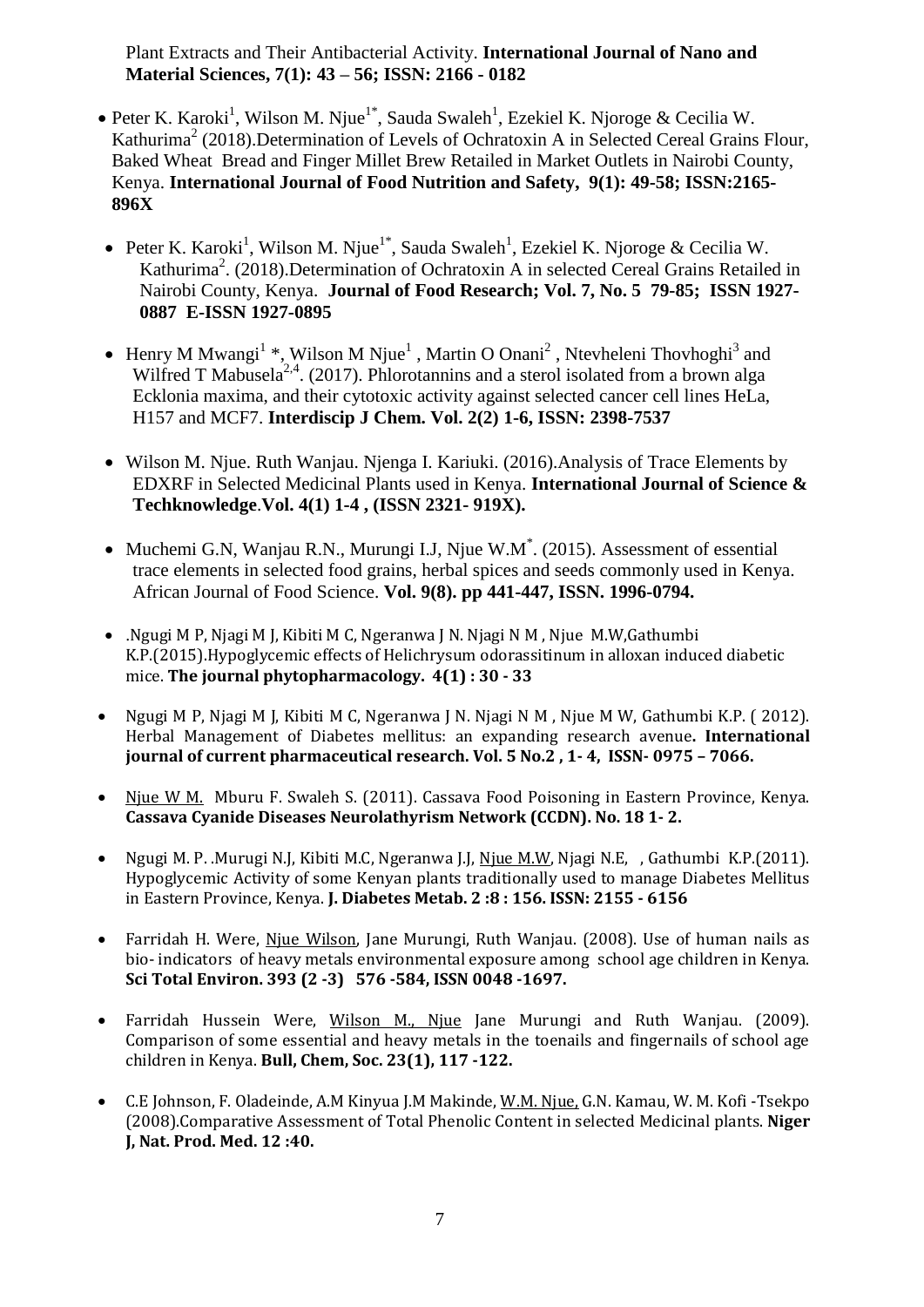Plant Extracts and Their Antibacterial Activity. **International Journal of Nano and Material Sciences, 7(1): 43 – 56; ISSN: 2166 - 0182**

- Peter K. Karoki[1], Wilson M. Njue[1*], Sauda Swaleh[1], Ezekiel K. Njoroge & Cecilia W. Kathurima[2] (2018).Determination of Levels of Ochratoxin A in Selected Cereal Grains Flour, Baked Wheat Bread and Finger Millet Brew Retailed in Market Outlets in Nairobi County, Kenya. **International Journal of Food Nutrition and Safety, 9(1): 49-58; ISSN:2165-896X**

- Peter K. Karoki[1], Wilson M. Njue[1*], Sauda Swaleh[1], Ezekiel K. Njoroge & Cecilia W. Kathurima[2]. (2018).Determination of Ochratoxin A in selected Cereal Grains Retailed in Nairobi County, Kenya. **Journal of Food Research; Vol. 7, No. 5 79-85; ISSN 1927-0887 E-ISSN 1927-0895**

- Henry M Mwangi[1] *, Wilson M Njue[1] , Martin O Onani[2] , Ntevheleni Thovhoghi[3] and Wilfred T Mabusela[2,4]. (2017). Phlorotannins and a sterol isolated from a brown alga Ecklonia maxima, and their cytotoxic activity against selected cancer cell lines HeLa, H157 and MCF7. **Interdiscip J Chem. Vol. 2(2) 1-6, ISSN: 2398-7537**

- Wilson M. Njue. Ruth Wanjau. Njenga I. Kariuki. (2016).Analysis of Trace Elements by EDXRF in Selected Medicinal Plants used in Kenya. **International Journal of Science & Techknowledge**.**Vol. 4(1) 1-4 , (ISSN 2321- 919X).**

- Muchemi G.N, Wanjau R.N., Murungi I.J, Njue W.M[*]. (2015). Assessment of essential trace elements in selected food grains, herbal spices and seeds commonly used in Kenya. African Journal of Food Science. **Vol. 9(8). pp 441-447, ISSN. 1996-0794.**

- .Ngugi M P, Njagi M J, Kibiti M C, Ngeranwa J N. Njagi N M , Njue M.W,Gathumbi K.P.(2015).Hypoglycemic effects of Helichrysum odorassitinum in alloxan induced diabetic mice. **The journal phytopharmacology. 4(1) : 30 - 33**

- Ngugi M P, Njagi M J, Kibiti M C, Ngeranwa J N. Njagi N M , Njue M W, Gathumbi K.P. ( 2012). Herbal Management of Diabetes mellitus: an expanding research avenue**. International journal of current pharmaceutical research. Vol. 5 No.2 , 1- 4, ISSN- 0975 – 7066.**

- Njue W M. Mburu F. Swaleh S. (2011). Cassava Food Poisoning in Eastern Province, Kenya. **Cassava Cyanide Diseases Neurolathyrism Network (CCDN). No. 18 1- 2.**

- Ngugi M. P. .Murugi N.J, Kibiti M.C, Ngeranwa J.J, Njue M.W, Njagi N.E, , Gathumbi K.P.(2011). Hypoglycemic Activity of some Kenyan plants traditionally used to manage Diabetes Mellitus in Eastern Province, Kenya. **J. Diabetes Metab. 2 :8 : 156. ISSN: 2155 - 6156**

- Farridah H. Were, Njue Wilson, Jane Murungi, Ruth Wanjau. (2008). Use of human nails as bio- indicators of heavy metals environmental exposure among school age children in Kenya. **Sci Total Environ. 393 (2 -3) 576 -584, ISSN 0048 -1697.**

- Farridah Hussein Were, Wilson M., Njue Jane Murungi and Ruth Wanjau. (2009). Comparison of some essential and heavy metals in the toenails and fingernails of school age children in Kenya. **Bull, Chem, Soc. 23(1), 117 -122.**

- C.E Johnson, F. Oladeinde, A.M Kinyua J.M Makinde, W.M. Njue, G.N. Kamau, W. M. Kofi -Tsekpo (2008).Comparative Assessment of Total Phenolic Content in selected Medicinal plants. **Niger J, Nat. Prod. Med. 12 :40.**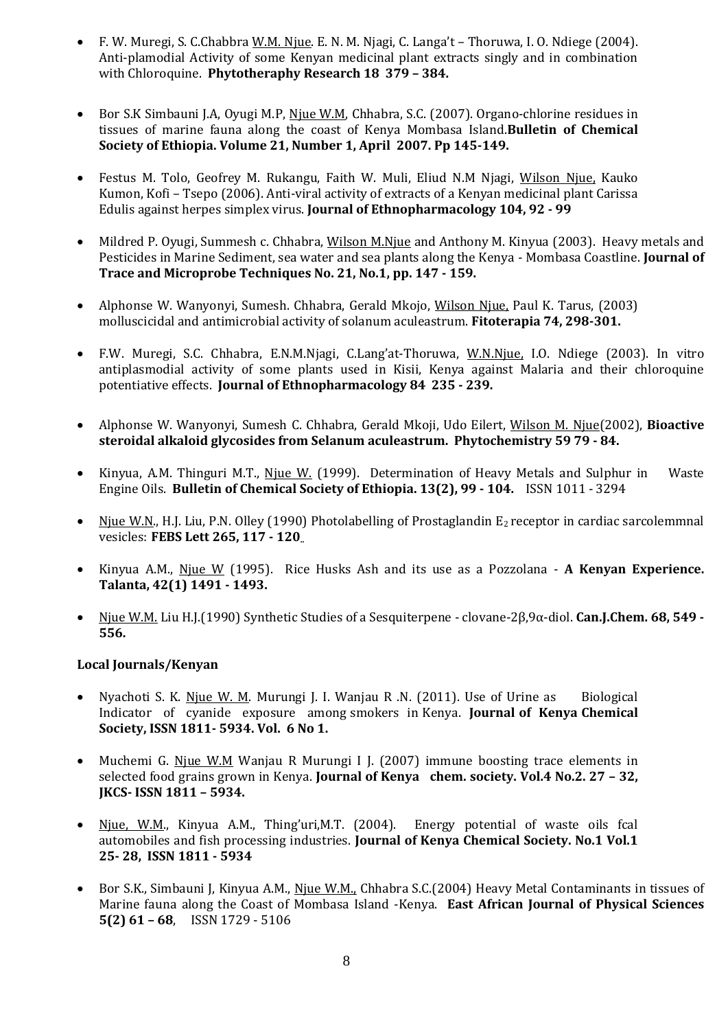- F. W. Muregi, S. C.Chabbra W.M. Njue. E. N. M. Njagi, C. Langa't – Thoruwa, I. O. Ndiege (2004). Anti-plamodial Activity of some Kenyan medicinal plant extracts singly and in combination with Chloroquine. **Phytotheraphy Research 18 379 – 384.**

- Bor S.K Simbauni J.A, Oyugi M.P, Njue W.M, Chhabra, S.C. (2007). Organo-chlorine residues in tissues of marine fauna along the coast of Kenya Mombasa Island.**Bulletin of Chemical Society of Ethiopia. Volume 21, Number 1, April 2007. Pp 145-149.**

- Festus M. Tolo, Geofrey M. Rukangu, Faith W. Muli, Eliud N.M Njagi, Wilson Njue, Kauko Kumon, Kofi – Tsepo (2006). Anti-viral activity of extracts of a Kenyan medicinal plant Carissa Edulis against herpes simplex virus. **Journal of Ethnopharmacology 104, 92 - 99**

- Mildred P. Oyugi, Summesh c. Chhabra, Wilson M.Njue and Anthony M. Kinyua (2003). Heavy metals and Pesticides in Marine Sediment, sea water and sea plants along the Kenya - Mombasa Coastline. **Journal of Trace and Microprobe Techniques No. 21, No.1, pp. 147 - 159.**

- Alphonse W. Wanyonyi, Sumesh. Chhabra, Gerald Mkojo, Wilson Njue, Paul K. Tarus, (2003) molluscicidal and antimicrobial activity of solanum aculeastrum. **Fitoterapia 74, 298-301.**

- F.W. Muregi, S.C. Chhabra, E.N.M.Njagi, C.Lang'at-Thoruwa, W.N.Njue, I.O. Ndiege (2003). In vitro antiplasmodial activity of some plants used in Kisii, Kenya against Malaria and their chloroquine potentiative effects. **Journal of Ethnopharmacology 84 235 - 239.**

- Alphonse W. Wanyonyi, Sumesh C. Chhabra, Gerald Mkoji, Udo Eilert, Wilson M. Njue(2002), **Bioactive steroidal alkaloid glycosides from Selanum aculeastrum. Phytochemistry 59 79 - 84.**

- Kinyua, A.M. Thinguri M.T., Njue W. (1999). Determination of Heavy Metals and Sulphur in Waste Engine Oils. **Bulletin of Chemical Society of Ethiopia. 13(2), 99 - 104.** ISSN 1011 - 3294

- Njue W.N., H.J. Liu, P.N. Olley (1990) Photolabelling of Prostaglandin $E_2$ receptor in cardiac sarcolemmnal vesicles: **FEBS Lett 265, 117 - 120**.

- Kinyua A.M., Njue W (1995). Rice Husks Ash and its use as a Pozzolana - **A Kenyan Experience. Talanta, 42(1) 1491 - 1493.**

- Njue W.M. Liu H.J.(1990) Synthetic Studies of a Sesquiterpene - clovane-2β,9α-diol. **Can.J.Chem. 68, 549 - 556.**

**Local Journals/Kenyan**

- Nyachoti S. K. Njue W. M. Murungi J. I. Wanjau R .N. (2011). Use of Urine as Biological Indicator of cyanide exposure among smokers in Kenya. **Journal of Kenya Chemical Society, ISSN 1811- 5934. Vol. 6 No 1.**

- Muchemi G. Njue W.M Wanjau R Murungi I J. (2007) immune boosting trace elements in selected food grains grown in Kenya. **Journal of Kenya chem. society. Vol.4 No.2. 27 – 32, JKCS- ISSN 1811 – 5934.**

- Njue, W.M., Kinyua A.M., Thing'uri,M.T. (2004). Energy potential of waste oils fcal automobiles and fish processing industries. **Journal of Kenya Chemical Society. No.1 Vol.1 25- 28, ISSN 1811 - 5934**

- Bor S.K., Simbauni J, Kinyua A.M., Njue W.M., Chhabra S.C.(2004) Heavy Metal Contaminants in tissues of Marine fauna along the Coast of Mombasa Island -Kenya. **East African Journal of Physical Sciences 5(2) 61 – 68**, ISSN 1729 - 5106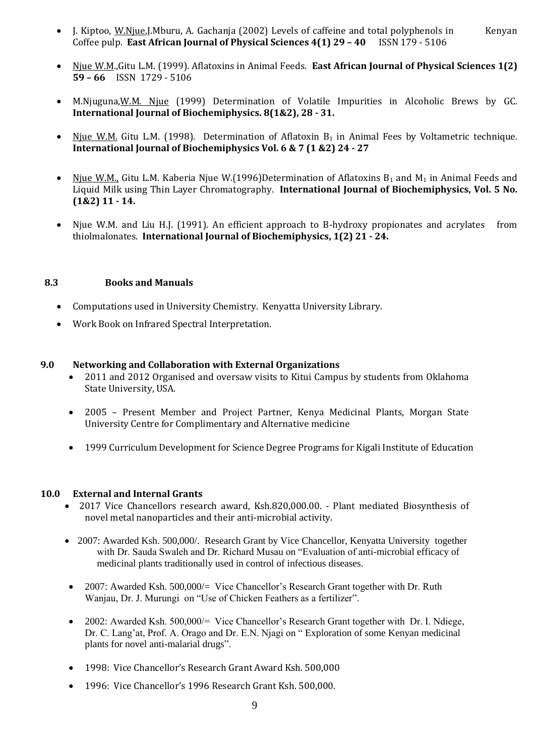- J. Kiptoo, W.Njue,J.Mburu, A. Gachanja (2002) Levels of caffeine and total polyphenols in Kenyan Coffee pulp. **East African Journal of Physical Sciences 4(1) 29 – 40** ISSN 179 - 5106

- Njue W.M.,Gitu L.M. (1999). Aflatoxins in Animal Feeds. **East African Journal of Physical Sciences 1(2) 59 – 66** ISSN 1729 - 5106

- M.Njuguna,W.M. Njue (1999) Determination of Volatile Impurities in Alcoholic Brews by GC. **International Journal of Biochemiphysics. 8(1&2), 28 - 31.**

- Njue W.M. Gitu L.M. (1998). Determination of Aflatoxin $B_1$ in Animal Fees by Voltametric technique. **International Journal of Biochemiphysics Vol. 6 & 7 (1 &2) 24 - 27**

- Njue W.M., Gitu L.M. Kaberia Njue W.(1996)Determination of Aflatoxins $B_1$ and $M_1$ in Animal Feeds and Liquid Milk using Thin Layer Chromatography. **International Journal of Biochemiphysics, Vol. 5 No. (1&2) 11 - 14.**

- Njue W.M. and Liu H.J. (1991). An efficient approach to B-hydroxy propionates and acrylates from thiolmalonates. **International Journal of Biochemiphysics, 1(2) 21 - 24.**

### 8.3 Books and Manuals

- Computations used in University Chemistry. Kenyatta University Library.
- Work Book on Infrared Spectral Interpretation.

## 9.0 Networking and Collaboration with External Organizations

- 2011 and 2012 Organised and oversaw visits to Kitui Campus by students from Oklahoma State University, USA.

- 2005 – Present Member and Project Partner, Kenya Medicinal Plants, Morgan State University Centre for Complimentary and Alternative medicine

- 1999 Curriculum Development for Science Degree Programs for Kigali Institute of Education

## 10.0 External and Internal Grants

- 2017 Vice Chancellors research award, Ksh.820,000.00. - Plant mediated Biosynthesis of novel metal nanoparticles and their anti-microbial activity.

- 2007: Awarded Ksh. 500,000/. Research Grant by Vice Chancellor, Kenyatta University together with Dr. Sauda Swaleh and Dr. Richard Musau on "Evaluation of anti-microbial efficacy of medicinal plants traditionally used in control of infectious diseases.

- 2007: Awarded Ksh. 500,000/= Vice Chancellor's Research Grant together with Dr. Ruth Wanjau, Dr. J. Murungi on "Use of Chicken Feathers as a fertilizer".

- 2002: Awarded Ksh. 500,000/= Vice Chancellor's Research Grant together with Dr. I. Ndiege, Dr. C. Lang'at, Prof. A. Orago and Dr. E.N. Njagi on " Exploration of some Kenyan medicinal plants for novel anti-malarial drugs".

- 1998: Vice Chancellor's Research Grant Award Ksh. 500,000

- 1996: Vice Chancellor's 1996 Research Grant Ksh. 500,000.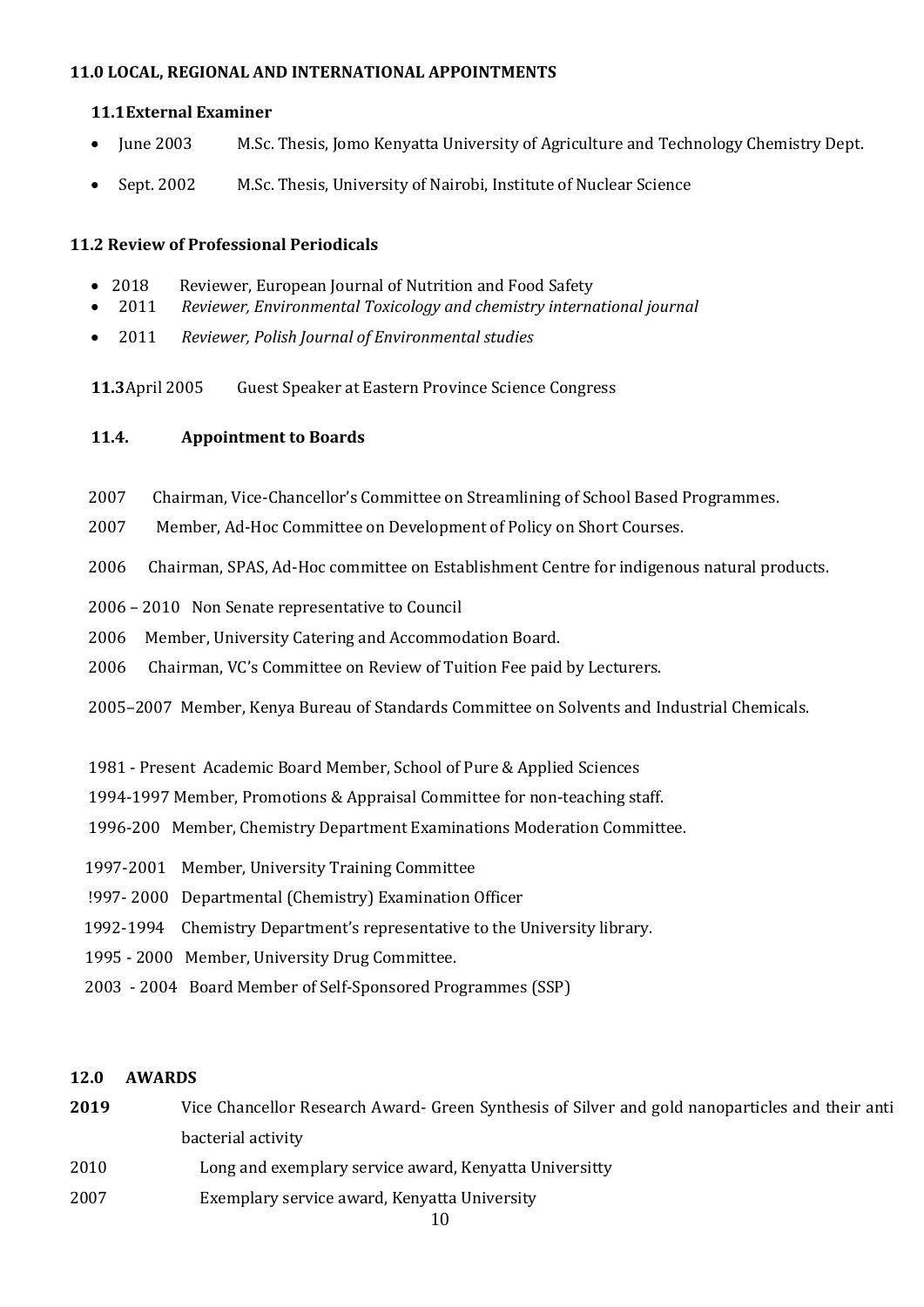## 11.0 LOCAL, REGIONAL AND INTERNATIONAL APPOINTMENTS

### 11.1 External Examiner

- June 2003 M.Sc. Thesis, Jomo Kenyatta University of Agriculture and Technology Chemistry Dept.
- Sept. 2002 M.Sc. Thesis, University of Nairobi, Institute of Nuclear Science

### 11.2 Review of Professional Periodicals

- 2018 Reviewer, European Journal of Nutrition and Food Safety
- 2011 *Reviewer, Environmental Toxicology and chemistry international journal*
- 2011 *Reviewer, Polish Journal of Environmental studies*

**11.3** April 2005 Guest Speaker at Eastern Province Science Congress

### 11.4. Appointment to Boards

2007 Chairman, Vice-Chancellor's Committee on Streamlining of School Based Programmes.

2007 Member, Ad-Hoc Committee on Development of Policy on Short Courses.

2006 Chairman, SPAS, Ad-Hoc committee on Establishment Centre for indigenous natural products.

2006 – 2010 Non Senate representative to Council

2006 Member, University Catering and Accommodation Board.

2006 Chairman, VC's Committee on Review of Tuition Fee paid by Lecturers.

2005–2007 Member, Kenya Bureau of Standards Committee on Solvents and Industrial Chemicals.

1981 - Present Academic Board Member, School of Pure & Applied Sciences

1994-1997 Member, Promotions & Appraisal Committee for non-teaching staff.

1996-200 Member, Chemistry Department Examinations Moderation Committee.

1997-2001 Member, University Training Committee

!997- 2000 Departmental (Chemistry) Examination Officer

1992-1994 Chemistry Department's representative to the University library.

1995 - 2000 Member, University Drug Committee.

2003 - 2004 Board Member of Self-Sponsored Programmes (SSP)

## 12.0 AWARDS

**2019** Vice Chancellor Research Award- Green Synthesis of Silver and gold nanoparticles and their anti bacterial activity

2010 Long and exemplary service award, Kenyatta Universitty

2007 Exemplary service award, Kenyatta University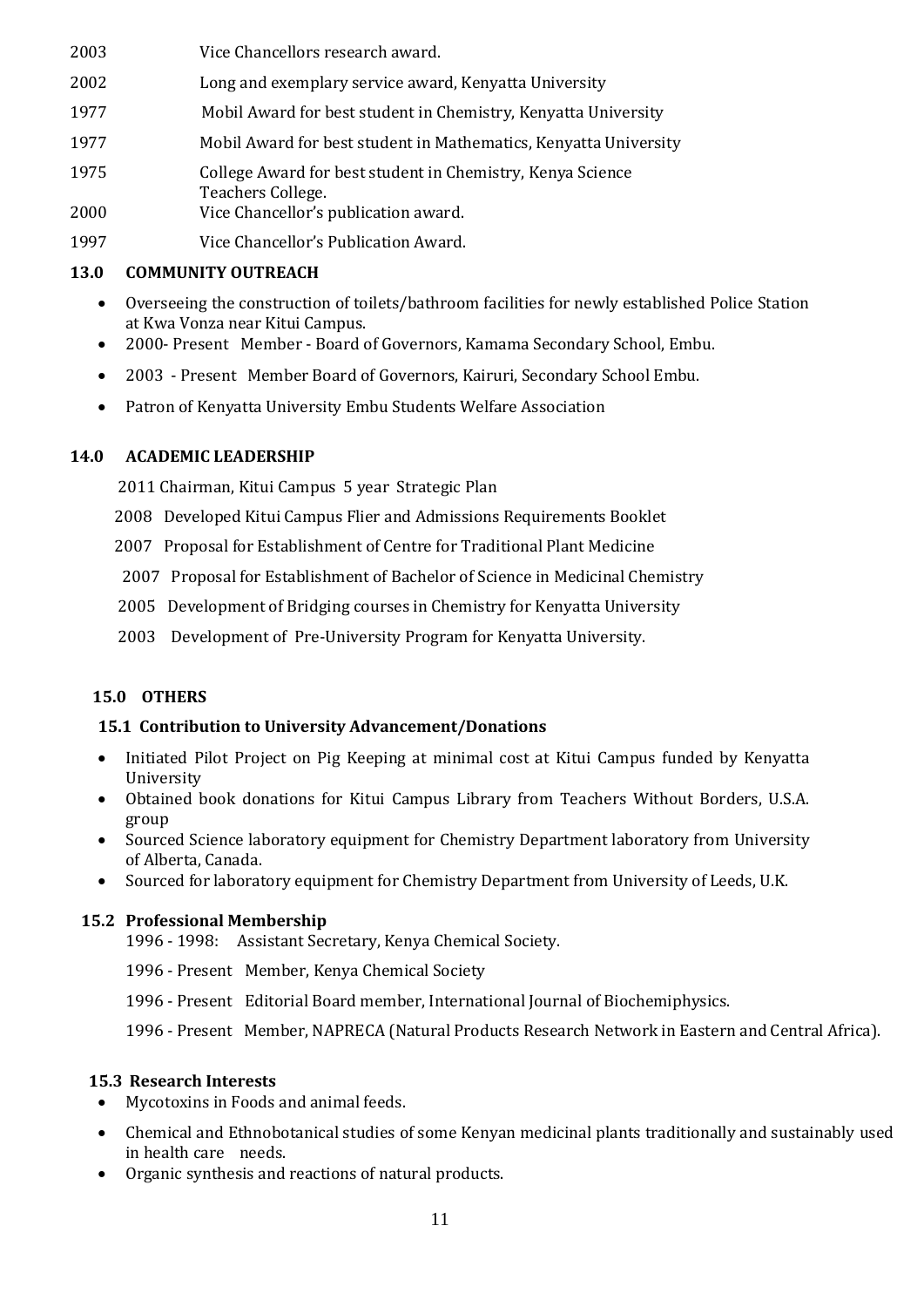2003 Vice Chancellors research award.

2002 Long and exemplary service award, Kenyatta University

1977 Mobil Award for best student in Chemistry, Kenyatta University

1977 Mobil Award for best student in Mathematics, Kenyatta University

1975 College Award for best student in Chemistry, Kenya Science Teachers College.

2000 Vice Chancellor's publication award.

1997 Vice Chancellor's Publication Award.

## 13.0 COMMUNITY OUTREACH

- Overseeing the construction of toilets/bathroom facilities for newly established Police Station at Kwa Vonza near Kitui Campus.
- 2000- Present Member - Board of Governors, Kamama Secondary School, Embu.
- 2003 - Present Member Board of Governors, Kairuri, Secondary School Embu.
- Patron of Kenyatta University Embu Students Welfare Association

## 14.0 ACADEMIC LEADERSHIP

2011 Chairman, Kitui Campus 5 year Strategic Plan

2008 Developed Kitui Campus Flier and Admissions Requirements Booklet

2007 Proposal for Establishment of Centre for Traditional Plant Medicine

2007 Proposal for Establishment of Bachelor of Science in Medicinal Chemistry

2005 Development of Bridging courses in Chemistry for Kenyatta University

2003 Development of Pre-University Program for Kenyatta University.

## 15.0 OTHERS

### 15.1 Contribution to University Advancement/Donations

- Initiated Pilot Project on Pig Keeping at minimal cost at Kitui Campus funded by Kenyatta University
- Obtained book donations for Kitui Campus Library from Teachers Without Borders, U.S.A. group
- Sourced Science laboratory equipment for Chemistry Department laboratory from University of Alberta, Canada.
- Sourced for laboratory equipment for Chemistry Department from University of Leeds, U.K.

### 15.2 Professional Membership

1996 - 1998: Assistant Secretary, Kenya Chemical Society.

1996 - Present Member, Kenya Chemical Society

1996 - Present Editorial Board member, International Journal of Biochemiphysics.

1996 - Present Member, NAPRECA (Natural Products Research Network in Eastern and Central Africa).

### 15.3 Research Interests

- Mycotoxins in Foods and animal feeds.
- Chemical and Ethnobotanical studies of some Kenyan medicinal plants traditionally and sustainably used in health care needs.
- Organic synthesis and reactions of natural products.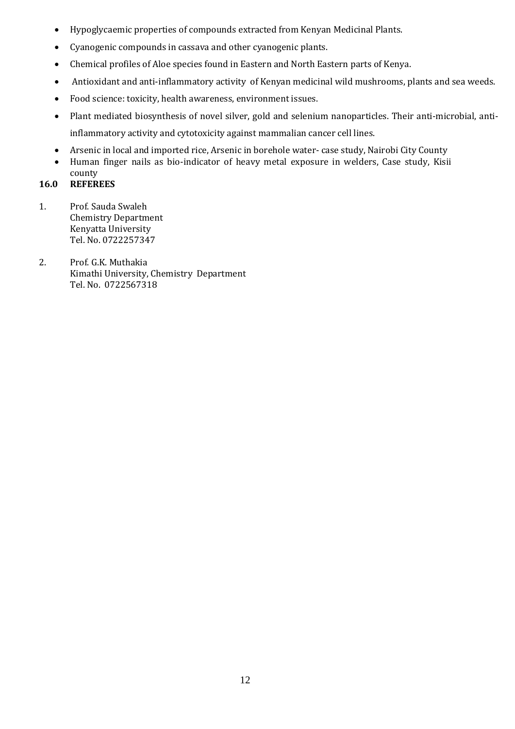- Hypoglycaemic properties of compounds extracted from Kenyan Medicinal Plants.
- Cyanogenic compounds in cassava and other cyanogenic plants.
- Chemical profiles of Aloe species found in Eastern and North Eastern parts of Kenya.
- Antioxidant and anti-inflammatory activity of Kenyan medicinal wild mushrooms, plants and sea weeds.
- Food science: toxicity, health awareness, environment issues.
- Plant mediated biosynthesis of novel silver, gold and selenium nanoparticles. Their anti-microbial, anti-inflammatory activity and cytotoxicity against mammalian cancer cell lines.
- Arsenic in local and imported rice, Arsenic in borehole water- case study, Nairobi City County
- Human finger nails as bio-indicator of heavy metal exposure in welders, Case study, Kisii county

## 16.0 REFEREES

1. Prof. Sauda Swaleh
   Chemistry Department
   Kenyatta University
   Tel. No. 0722257347

2. Prof. G.K. Muthakia
   Kimathi University, Chemistry Department
   Tel. No. 0722567318